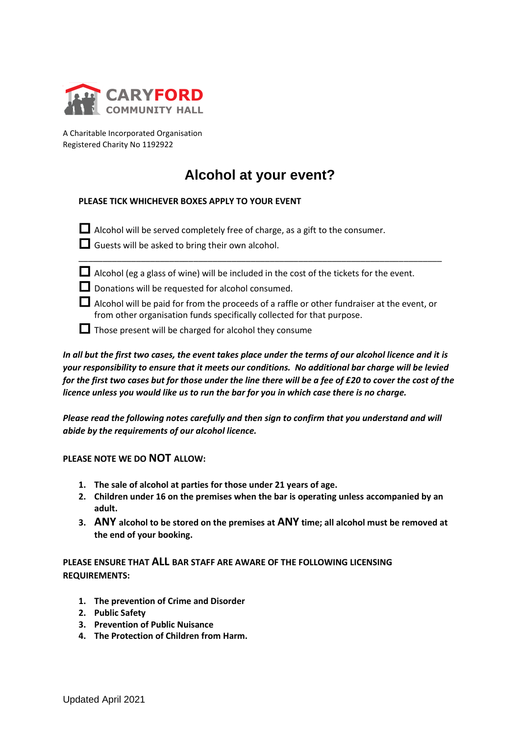**CARYFORD**
**COMMUNITY HALL**

A Charitable Incorporated Organisation
Registered Charity No 1192922

# Alcohol at your event?

**PLEASE TICK WHICHEVER BOXES APPLY TO YOUR EVENT**

- ☐ Alcohol will be served completely free of charge, as a gift to the consumer.
- ☐ Guests will be asked to bring their own alcohol.

---

- ☐ Alcohol (eg a glass of wine) will be included in the cost of the tickets for the event.
- ☐ Donations will be requested for alcohol consumed.
- ☐ Alcohol will be paid for from the proceeds of a raffle or other fundraiser at the event, or from other organisation funds specifically collected for that purpose.
- ☐ Those present will be charged for alcohol they consume

***In all but the first two cases, the event takes place under the terms of our alcohol licence and it is your responsibility to ensure that it meets our conditions. No additional bar charge will be levied for the first two cases but for those under the line there will be a fee of £20 to cover the cost of the licence unless you would like us to run the bar for you in which case there is no charge.***

***Please read the following notes carefully and then sign to confirm that you understand and will abide by the requirements of our alcohol licence.***

**PLEASE NOTE WE DO NOT ALLOW:**

1. **The sale of alcohol at parties for those under 21 years of age.**
2. **Children under 16 on the premises when the bar is operating unless accompanied by an adult.**
3. **ANY alcohol to be stored on the premises at ANY time; all alcohol must be removed at the end of your booking.**

**PLEASE ENSURE THAT ALL BAR STAFF ARE AWARE OF THE FOLLOWING LICENSING REQUIREMENTS:**

1. **The prevention of Crime and Disorder**
2. **Public Safety**
3. **Prevention of Public Nuisance**
4. **The Protection of Children from Harm.**

Updated April 2021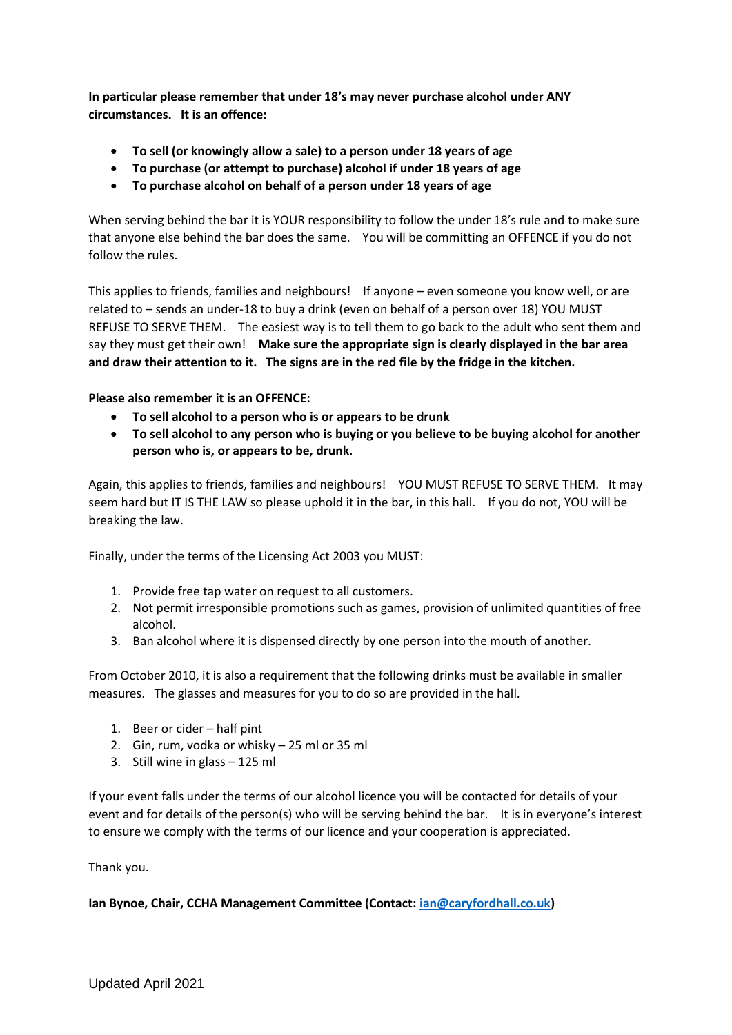**In particular please remember that under 18's may never purchase alcohol under ANY circumstances. It is an offence:**

- **To sell (or knowingly allow a sale) to a person under 18 years of age**
- **To purchase (or attempt to purchase) alcohol if under 18 years of age**
- **To purchase alcohol on behalf of a person under 18 years of age**

When serving behind the bar it is YOUR responsibility to follow the under 18's rule and to make sure that anyone else behind the bar does the same. You will be committing an OFFENCE if you do not follow the rules.

This applies to friends, families and neighbours! If anyone – even someone you know well, or are related to – sends an under-18 to buy a drink (even on behalf of a person over 18) YOU MUST REFUSE TO SERVE THEM. The easiest way is to tell them to go back to the adult who sent them and say they must get their own! **Make sure the appropriate sign is clearly displayed in the bar area and draw their attention to it. The signs are in the red file by the fridge in the kitchen.**

**Please also remember it is an OFFENCE:**

- **To sell alcohol to a person who is or appears to be drunk**
- **To sell alcohol to any person who is buying or you believe to be buying alcohol for another person who is, or appears to be, drunk.**

Again, this applies to friends, families and neighbours! YOU MUST REFUSE TO SERVE THEM. It may seem hard but IT IS THE LAW so please uphold it in the bar, in this hall. If you do not, YOU will be breaking the law.

Finally, under the terms of the Licensing Act 2003 you MUST:

1. Provide free tap water on request to all customers.
2. Not permit irresponsible promotions such as games, provision of unlimited quantities of free alcohol.
3. Ban alcohol where it is dispensed directly by one person into the mouth of another.

From October 2010, it is also a requirement that the following drinks must be available in smaller measures. The glasses and measures for you to do so are provided in the hall.

1. Beer or cider – half pint
2. Gin, rum, vodka or whisky – 25 ml or 35 ml
3. Still wine in glass – 125 ml

If your event falls under the terms of our alcohol licence you will be contacted for details of your event and for details of the person(s) who will be serving behind the bar. It is in everyone's interest to ensure we comply with the terms of our licence and your cooperation is appreciated.

Thank you.

**Ian Bynoe, Chair, CCHA Management Committee (Contact: [ian@caryfordhall.co.uk](mailto:ian@caryfordhall.co.uk))**

Updated April 2021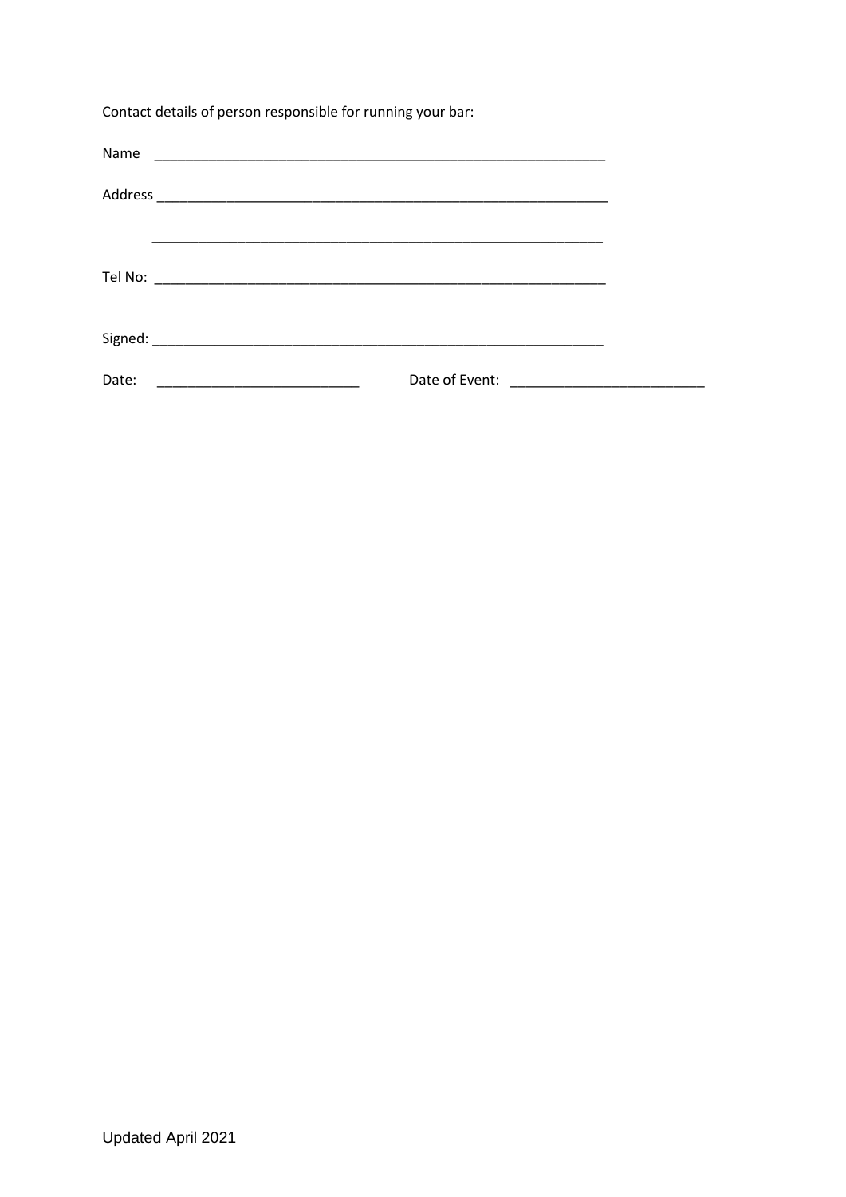Contact details of person responsible for running your bar:

Name ____________________________________________________________

Address ____________________________________________________________

____________________________________________________________

Tel No: ____________________________________________________________

Signed: ____________________________________________________________

Date: ___________________________ Date of Event: __________________________

Updated April 2021